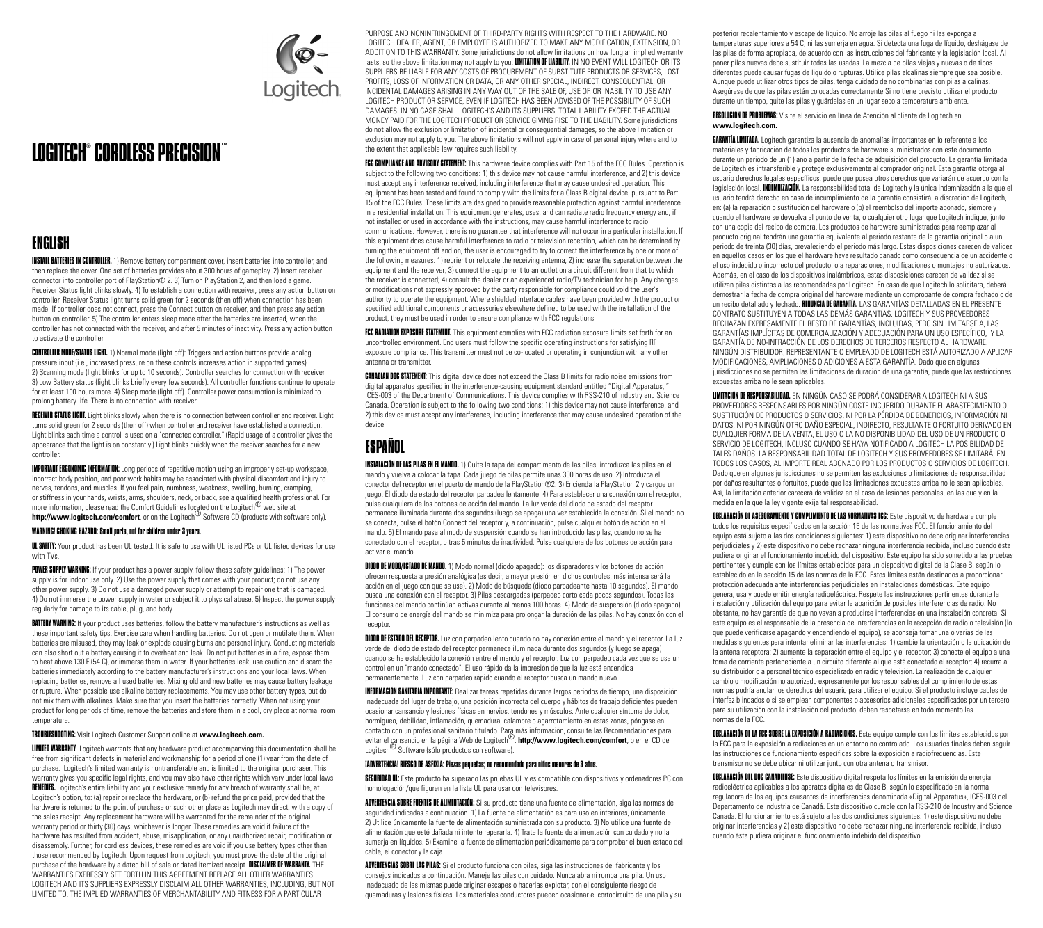Logitech

# LOGITECH® CORDLESS PRECISION™

## ENGLISH

**INSTALL BATTERIES IN CONTROLLER.** 1) Remove battery compartment cover, insert batteries into controller, and then replace the cover. One set of batteries provides about 300 hours of gameplay. 2) Insert receiver connector into controller port of PlayStation® 2. 3) Turn on PlayStation 2, and then load a game. Receiver Status light blinks slowly. 4) To establish a connection with receiver, press any action button on controller. Receiver Status light turns solid green for 2 seconds (then off) when connection has been made. If controller does not connect, press the Connect button on receiver, and then press any action button on controller. 5) The controller enters sleep mode after the batteries are inserted, when the controller has not connected with the receiver, and after 5 minutes of inactivity. Press any action button to activate the controller.

**CONTROLLER MODE/STATUS LIGHT.** 1) Normal mode (light off): Triggers and action buttons provide analog pressure input (i.e., increased pressure on these controls increases action in supported games). 2) Scanning mode (light blinks for up to 10 seconds). Controller searches for connection with receiver. 3) Low Battery status (light blinks briefly every few seconds). All controller functions continue to operate for at least 100 hours more. 4) Sleep mode (light off). Controller power consumption is minimized to prolong battery life. There is no connection with receiver.

**RECEIVER STATUS LIGHT.** Light blinks slowly when there is no connection between controller and receiver. Light turns solid green for 2 seconds (then off) when controller and receiver have established a connection. Light blinks each time a control is used on a "connected controller." (Rapid usage of a controller gives the appearance that the light is on constantly.) Light blinks quickly when the receiver searches for a new controller.

**IMPORTANT ERGONOMIC INFORMATION:** Long periods of repetitive motion using an improperly set-up workspace, incorrect body position, and poor work habits may be associated with physical discomfort and injury to nerves, tendons, and muscles. If you feel pain, numbness, weakness, swelling, burning, cramping, or stiffness in your hands, wrists, arms, shoulders, neck, or back, see a qualified health professional. For more information, please read the Comfort Guidelines located on the Logitech® web site at **http://www.logitech.com/comfort**, or on the Logitech® Software CD (products with software only).

**WARNING! CHOKING HAZARD: Small parts, not for children under 3 years.**

**UL SAFETY:** Your product has been UL tested. It is safe to use with UL listed PCs or UL listed devices for use with TVs.

**POWER SUPPLY WARNING:** If your product has a power supply, follow these safety guidelines: 1) The power supply is for indoor use only. 2) Use the power supply that comes with your product; do not use any other power supply. 3) Do not use a damaged power supply or attempt to repair one that is damaged. 4) Do not immerse the power supply in water or subject it to physical abuse. 5) Inspect the power supply regularly for damage to its cable, plug, and body.

**BATTERY WARNING:** If your product uses batteries, follow the battery manufacturer's instructions as well as these important safety tips. Exercise care when handling batteries. Do not open or mutilate them. When batteries are misused, they may leak or explode causing burns and personal injury. Conducting materials can also short out a battery causing it to overheat and leak. Do not put batteries in a fire, expose them to heat above 130 F (54 C), or immerse them in water. If your batteries leak, use caution and discard the batteries immediately according to the battery manufacturer's instructions and your local laws. When replacing batteries, remove all used batteries. Mixing old and new batteries may cause battery leakage or rupture. When possible use alkaline battery replacements. You may use other battery types, but do not mix them with alkalines. Make sure that you insert the batteries correctly. When not using your product for long periods of time, remove the batteries and store them in a cool, dry place at normal room temperature.

**TROUBLESHOOTING:** Visit Logitech Customer Support online at **www.logitech.com.**

**LIMITED WARRANTY**. Logitech warrants that any hardware product accompanying this documentation shall be free from significant defects in material and workmanship for a period of one (1) year from the date of purchase. Logitech's limited warranty is nontransferable and is limited to the original purchaser. This warranty gives you specific legal rights, and you may also have other rights which vary under local laws. **REMEDIES.** Logitech's entire liability and your exclusive remedy for any breach of warranty shall be, at Logitech's option, to: (a) repair or replace the hardware, or (b) refund the price paid, provided that the hardware is returned to the point of purchase or such other place as Logitech may direct, with a copy of the sales receipt. Any replacement hardware will be warranted for the remainder of the original warranty period or thirty (30) days, whichever is longer. These remedies are void if failure of the hardware has resulted from accident, abuse, misapplication, or any unauthorized repair, modification or disassembly. Further, for cordless devices, these remedies are void if you use battery types other than those recommended by Logitech. Upon request from Logitech, you must prove the date of the original purchase of the hardware by a dated bill of sale or dated itemized receipt. **DISCLAIMER OF WARRANTY.** THE WARRANTIES EXPRESSLY SET FORTH IN THIS AGREEMENT REPLACE ALL OTHER WARRANTIES. LOGITECH AND ITS SUPPLIERS EXPRESSLY DISCLAIM ALL OTHER WARRANTIES, INCLUDING, BUT NOT LIMITED TO, THE IMPLIED WARRANTIES OF MERCHANTABILITY AND FITNESS FOR A PARTICULAR PURPOSE AND NONINFRINGEMENT OF THIRD-PARTY RIGHTS WITH RESPECT TO THE HARDWARE. NO LOGITECH DEALER, AGENT, OR EMPLOYEE IS AUTHORIZED TO MAKE ANY MODIFICATION, EXTENSION, OR ADDITION TO THIS WARRANTY. Some jurisdictions do not allow limitations on how long an implied warranty lasts, so the above limitation may not apply to you. **LIMITATION OF LIABILITY.** IN NO EVENT WILL LOGITECH OR ITS SUPPLIERS BE LIABLE FOR ANY COSTS OF PROCUREMENT OF SUBSTITUTE PRODUCTS OR SERVICES, LOST PROFITS, LOSS OF INFORMATION OR DATA, OR ANY OTHER SPECIAL, INDIRECT, CONSEQUENTIAL, OR INCIDENTAL DAMAGES ARISING IN ANY WAY OUT OF THE SALE OF, USE OF, OR INABILITY TO USE ANY LOGITECH PRODUCT OR SERVICE, EVEN IF LOGITECH HAS BEEN ADVISED OF THE POSSIBILITY OF SUCH DAMAGES. IN NO CASE SHALL LOGITECH'S AND ITS SUPPLIERS' TOTAL LIABILITY EXCEED THE ACTUAL MONEY PAID FOR THE LOGITECH PRODUCT OR SERVICE GIVING RISE TO THE LIABILITY. Some jurisdictions do not allow the exclusion or limitation of incidental or consequential damages, so the above limitation or exclusion may not apply to you. The above limitations will not apply in case of personal injury where and to the extent that applicable law requires such liability.

**FCC COMPLIANCE AND ADVISORY STATEMENT:** This hardware device complies with Part 15 of the FCC Rules. Operation is subject to the following two conditions: 1) this device may not cause harmful interference, and 2) this device must accept any interference received, including interference that may cause undesired operation. This equipment has been tested and found to comply with the limits for a Class B digital device, pursuant to Part 15 of the FCC Rules. These limits are designed to provide reasonable protection against harmful interference in a residential installation. This equipment generates, uses, and can radiate radio frequency energy and, if not installed or used in accordance with the instructions, may cause harmful interference to radio communications. However, there is no guarantee that interference will not occur in a particular installation. If this equipment does cause harmful interference to radio or television reception, which can be determined by turning the equipment off and on, the user is encouraged to try to correct the interference by one or more of the following measures: 1) reorient or relocate the receiving antenna; 2) increase the separation between the equipment and the receiver; 3) connect the equipment to an outlet on a circuit different from that to which the receiver is connected; 4) consult the dealer or an experienced radio/TV technician for help. Any changes or modifications not expressly approved by the party responsible for compliance could void the user's authority to operate the equipment. Where shielded interface cables have been provided with the product or specified additional components or accessories elsewhere defined to be used with the installation of the product, they must be used in order to ensure compliance with FCC regulations.

**FCC RADIATION EXPOSURE STATEMENT.** This equipment complies with FCC radiation exposure limits set forth for an uncontrolled environment. End users must follow the specific operating instructions for satisfying RF exposure compliance. This transmitter must not be co-located or operating in conjunction with any other antenna or transmitter.

**CANADIAN DOC STATEMENT:** This digital device does not exceed the Class B limits for radio noise emissions from digital apparatus specified in the interference-causing equipment standard entitled "Digital Apparatus," ICES-003 of the Department of Communications. This device complies with RSS-210 of Industry and Science Canada. Operation is subject to the following two conditions: 1) this device may not cause interference, and 2) this device must accept any interference, including interference that may cause undesired operation of the device.

## ESPAÑOL

**INSTALACIÓN DE LAS PILAS EN EL MANDO.** 1) Quite la tapa del compartimento de las pilas, introduzca las pilas en el mando y vuelva a colocar la tapa. Cada juego de pilas permite unas 300 horas de uso. 2) Introduzca el conector del receptor en el puerto de mando de la PlayStation®2. 3) Encienda la PlayStation 2 y cargue un juego. El diodo de estado del receptor parpadea lentamente. 4) Para establecer una conexión con el receptor, pulse cualquiera de los botones de acción del mando. La luz verde del diodo de estado del receptor permanece iluminada durante dos segundos (luego se apaga) una vez establecida la conexión. Si el mando no se conecta, pulse el botón Connect del receptor y, a continuación, pulse cualquier botón de acción en el mando. 5) El mando pasa al modo de suspensión cuando se han introducido las pilas, cuando no se ha conectado con el receptor, o tras 5 minutos de inactividad. Pulse cualquiera de los botones de acción para activar el mando.

**DIODO DE MODO/ESTADO DE MANDO.** 1) Modo normal (diodo apagado): los disparadores y los botones de acción ofrecen respuesta a presión analógica (es decir, a mayor presión en dichos controles, más intensa será la acción en el juego con que se use). 2) Modo de búsqueda (diodo parpadeante hasta 10 segundos). El mando busca una conexión con el receptor. 3) Pilas descargadas (parpadeo corto cada pocos segundos). Todas las funciones del mando continúan activas durante al menos 100 horas. 4) Modo de suspensión (diodo apagado). El consumo de energía del mando se minimiza para prolongar la duración de las pilas. No hay conexión con el receptor.

**DIODO DE ESTADO DEL RECEPTOR.** Luz con parpadeo lento cuando no hay conexión entre el mando y el receptor. La luz verde del diodo de estado del receptor permanece iluminada durante dos segundos (y luego se apaga) cuando se ha establecido la conexión entre el mando y el receptor. Luz con parpadeo cada vez que se usa un control en un "mando conectado". El uso rápido da la impresión de que la luz está encendida permanentemente. Luz con parpadeo rápido cuando el receptor busca un mando nuevo.

**INFORMACIÓN SANITARIA IMPORTANTE:** Realizar tareas repetidas durante largos periodos de tiempo, una disposición inadecuada del lugar de trabajo, una posición incorrecta del cuerpo y hábitos de trabajo deficientes pueden ocasionar cansancio y lesiones físicas en nervios, tendones y músculos. Ante cualquier síntoma de dolor, hormigueo, debilidad, inflamación, quemadura, calambre o agarrotamiento en estas zonas, póngase en contacto con un profesional sanitario titulado. Para más información, consulte las Recomendaciones para evitar el cansancio en la página Web de Logitech®: **http://www.logitech.com/comfort**, o en el CD de Logitech® Software (sólo productos con software).

**¡ADVERTENCIA! RIESGO DE ASFIXIA: Piezas pequeñas; no recomendado para niños menores de 3 años.**

**SEGURIDAD UL:** Este producto ha superado las pruebas UL y es compatible con dispositivos y ordenadores PC con homologación/que figuren en la lista UL para usar con televisores.

**ADVERTENCIA SOBRE FUENTES DE ALIMENTACIÓN:** Si su producto tiene una fuente de alimentación, siga las normas de seguridad indicadas a continuación. 1) La fuente de alimentación es para uso en interiores, únicamente. 2) Utilice únicamente la fuente de alimentación suministrada con su producto. 3) No utilice una fuente de alimentación que esté dañada ni intente repararla. 4) Trate la fuente de alimentación con cuidado y no la sumerja en líquidos. 5) Examine la fuente de alimentación periódicamente para comprobar el buen estado del cable, el conector y la caja.

**ADVERTENCIAS SOBRE LAS PILAS:** Si el producto funciona con pilas, siga las instrucciones del fabricante y los consejos indicados a continuación. Maneje las pilas con cuidado. Nunca abra ni rompa una pila. Un uso inadecuado de las mismas puede originar escapes o hacerlas explotar, con el consiguiente riesgo de quemaduras y lesiones físicas. Los materiales conductores pueden ocasionar el cortocircuito de una pila y su posterior recalentamiento y escape de líquido. No arroje las pilas al fuego ni las exponga a temperaturas superiores a 54 C, ni las sumerja en agua. Si detecta una fuga de líquido, deshágase de las pilas de forma apropiada, de acuerdo con las instrucciones del fabricante y la legislación local. Al poner pilas nuevas debe sustituir todas las usadas. La mezcla de pilas viejas y nuevas o de tipos diferentes puede causar fugas de líquido o rupturas. Utilice pilas alcalinas siempre que sea posible. Aunque puede utilizar otros tipos de pilas, tenga cuidado de no combinarlas con pilas alcalinas. Asegúrese de que las pilas están colocadas correctamente Si no tiene previsto utilizar el producto durante un tiempo, quite las pilas y guárdelas en un lugar seco a temperatura ambiente.

**RESOLUCIÓN DE PROBLEMAS:** Visite el servicio en línea de Atención al cliente de Logitech en **www.logitech.com.**

**GARANTÍA LIMITADA.** Logitech garantiza la ausencia de anomalías importantes en lo referente a los materiales y fabricación de todos los productos de hardware suministrados con este documento durante un periodo de un (1) año a partir de la fecha de adquisición del producto. La garantía limitada de Logitech es intransferible y protege exclusivamente al comprador original. Esta garantía otorga al usuario derechos legales específicos; puede que posea otros derechos que variarán de acuerdo con la legislación local. **INDEMNIZACIÓN.** La responsabilidad total de Logitech y la única indemnización a la que el usuario tendrá derecho en caso de incumplimiento de la garantía consistirá, a discreción de Logitech, en: (a) la reparación o sustitución del hardware o (b) el reembolso del importe abonado, siempre y cuando el hardware se devuelva al punto de venta, o cualquier otro lugar que Logitech indique, junto con una copia del recibo de compra. Los productos de hardware suministrados para reemplazar al producto original tendrán una garantía equivalente al periodo restante de la garantía original o a un periodo de treinta (30) días, prevaleciendo el periodo más largo. Estas disposiciones carecen de validez en aquellos casos en los que el hardware haya resultado dañado como consecuencia de un accidente o el uso indebido o incorrecto del producto, o a reparaciones, modificaciones o montajes no autorizados. Además, en el caso de los dispositivos inalámbricos, estas disposiciones carecen de validez si se utilizan pilas distintas a las recomendadas por Logitech. En caso de que Logitech lo solicitara, deberá demostrar la fecha de compra original del hardware mediante un comprobante de compra fechado o de un recibo detallado y fechado. **RENUNCIA DE GARANTÍA.** LAS GARANTÍAS DETALLADAS EN EL PRESENTE CONTRATO SUSTITUYEN A TODAS LAS DEMÁS GARANTÍAS. LOGITECH Y SUS PROVEEDORES RECHAZAN EXPRESAMENTE EL RESTO DE GARANTÍAS, INCLUIDAS, PERO SIN LIMITARSE A, LAS GARANTÍAS IMPLÍCITAS DE COMERCIALIZACIÓN Y ADECUACIÓN PARA UN USO ESPECÍFICO, Y LA GARANTÍA DE NO-INFRACCIÓN DE LOS DERECHOS DE TERCEROS RESPECTO AL HARDWARE. NINGÚN DISTRIBUIDOR, REPRESENTANTE O EMPLEADO DE LOGITECH ESTÁ AUTORIZADO A APLICAR MODIFICACIONES, AMPLIACIONES O ADICIONES A ESTA GARANTÍA. Dado que en algunas jurisdicciones no se permiten las limitaciones de duración de una garantía, puede que las restricciones expuestas arriba no le sean aplicables.

**LIMITACIÓN DE RESPONSABILIDAD.** EN NINGÚN CASO SE PODRÁ CONSIDERAR A LOGITECH NI A SUS PROVEEDORES RESPONSABLES POR NINGÚN COSTE INCURRIDO DURANTE EL ABASTECIMIENTO O SUSTITUCIÓN DE PRODUCTOS O SERVICIOS, NI POR LA PÉRDIDA DE BENEFICIOS, INFORMACIÓN NI DATOS, NI POR NINGÚN OTRO DAÑO ESPECIAL, INDIRECTO, RESULTANTE O FORTUITO DERIVADO EN CUALQUIER FORMA DE LA VENTA, EL USO O LA NO DISPONIBILIDAD DEL USO DE UN PRODUCTO O SERVICIO DE LOGITECH, INCLUSO CUANDO SE HAYA NOTIFICADO A LOGITECH LA POSIBILIDAD DE TALES DAÑOS. LA RESPONSABILIDAD TOTAL DE LOGITECH Y SUS PROVEEDORES SE LIMITARÁ, EN TODOS LOS CASOS, AL IMPORTE REAL ABONADO POR LOS PRODUCTOS O SERVICIOS DE LOGITECH. Dado que en algunas jurisdicciones no se permiten las exclusiones o limitaciones de responsabilidad por daños resultantes o fortuitos, puede que las limitaciones expuestas arriba no le sean aplicables. Así, la limitación anterior carecerá de validez en el caso de lesiones personales, en las que y en la medida en la que la ley vigente exija tal responsabilidad.

**DECLARACIÓN DE ASESORAMIENTO Y CUMPLIMIENTO DE LAS NORMATIVAS FCC:** Este dispositivo de hardware cumple todos los requisitos especificados en la sección 15 de las normativas FCC. El funcionamiento del equipo está sujeto a las dos condiciones siguientes: 1) este dispositivo no debe originar interferencias perjudiciales y 2) este dispositivo no debe rechazar ninguna interferencia recibida, incluso cuando ésta pudiera originar el funcionamiento indebido del dispositivo. Este equipo ha sido sometido a las pruebas pertinentes y cumple con los límites establecidos para un dispositivo digital de la Clase B, según lo establecido en la sección 15 de las normas de la FCC. Estos límites están destinados a proporcionar protección adecuada ante interferencias perjudiciales en instalaciones domésticas. Este equipo genera, usa y puede emitir energía radioeléctrica. Respete las instrucciones pertinentes durante la instalación y utilización del equipo para evitar la aparición de posibles interferencias de radio. No obstante, no hay garantía de que no vayan a producirse interferencias en una instalación concreta. Si este equipo es el responsable de la presencia de interferencias en la recepción de radio o televisión (lo que puede verificarse apagando y encendiendo el equipo), se aconseja tomar una o varias de las medidas siguientes para intentar eliminar las interferencias: 1) cambie la orientación o la ubicación de la antena receptora; 2) aumente la separación entre el equipo y el receptor; 3) conecte el equipo a una toma de corriente perteneciente a un circuito diferente al que está conectado el receptor; 4) recurra a su distribuidor o a personal técnico especializado en radio y televisión. La realización de cualquier cambio o modificación no autorizado expresamente por los responsables del cumplimiento de estas normas podría anular los derechos del usuario para utilizar el equipo. Si el producto incluye cables de interfaz blindados o si se emplean componentes o accesorios adicionales especificados por un tercero para su utilización con la instalación del producto, deben respetarse en todo momento las normas de la FCC.

**DECLARACIÓN DE LA FCC SOBRE LA EXPOSICIÓN A RADIACIONES.** Este equipo cumple con los límites establecidos por la FCC para la exposición a radiaciones en un entorno no controlado. Los usuarios finales deben seguir las instrucciones de funcionamiento específicas sobre la exposición a radiofrecuencias. Este transmisor no se debe ubicar ni utilizar junto con otra antena o transmisor.

**DECLARACIÓN DEL DOC CANADIENSE:** Este dispositivo digital respeta los límites en la emisión de energía radioeléctrica aplicables a los aparatos digitales de Clase B, según lo especificado en la norma reguladora de los equipos causantes de interferencias denominada «Digital Apparatus», ICES-003 del Departamento de Industria de Canadá. Este dispositivo cumple con la RSS-210 de Industry and Science Canada. El funcionamiento está sujeto a las dos condiciones siguientes: 1) este dispositivo no debe originar interferencias y 2) este dispositivo no debe rechazar ninguna interferencia recibida, incluso cuando ésta pudiera originar el funcionamiento indebido del dispositivo.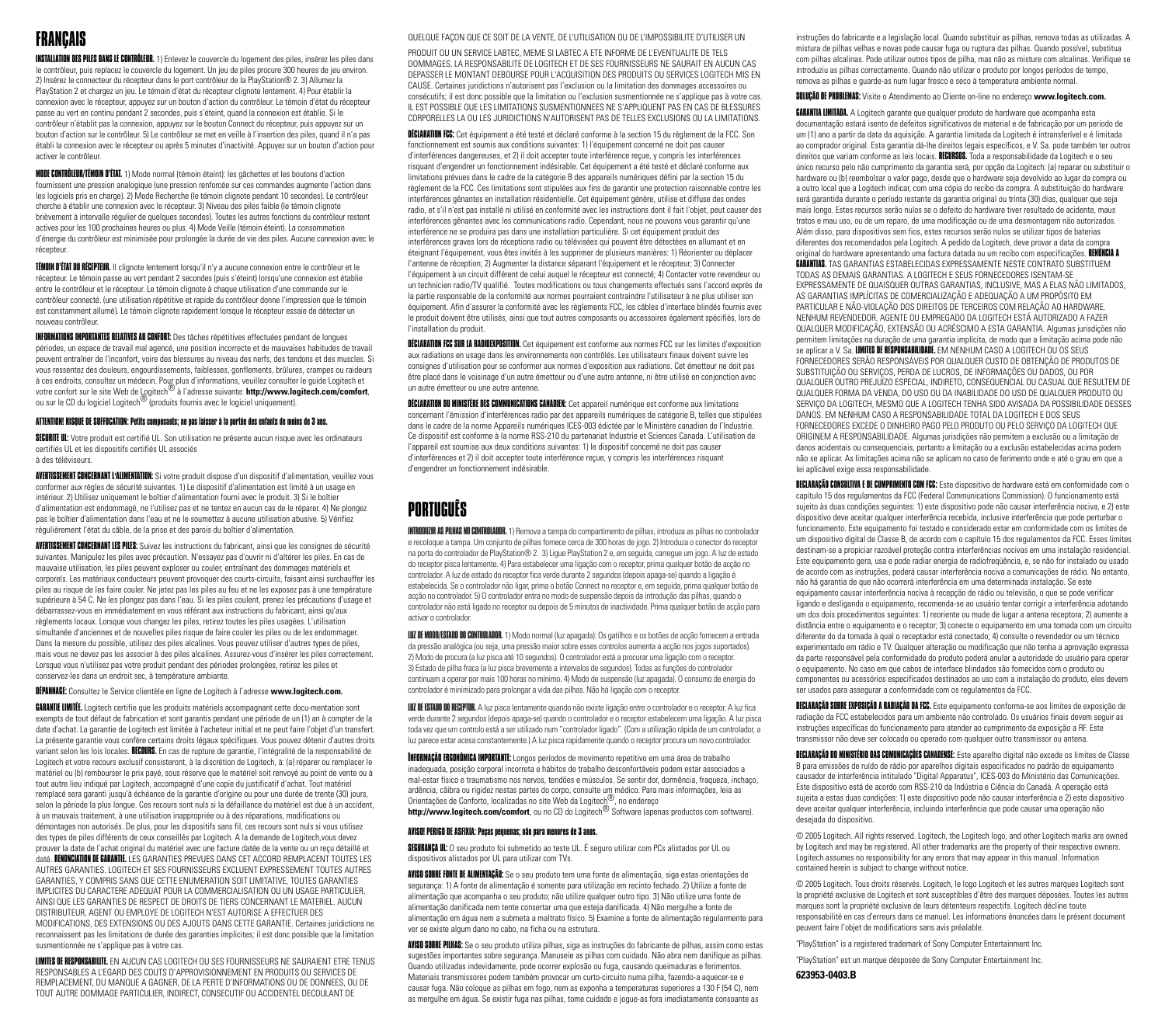# FRANÇAIS

**INSTALLATION DES PILES DANS LE CONTRÔLEUR.** 1) Enlevez le couvercle du logement des piles, insérez les piles dans le contrôleur, puis replacez le couvercle du logement. Un jeu de piles procure 300 heures de jeu environ. 2) Insérez le connecteur du récepteur dans le port contrôleur de la PlayStation® 2. 3) Allumez la PlayStation 2 et chargez un jeu. Le témoin d'état du récepteur clignote lentement. 4) Pour établir la connexion avec le récepteur, appuyez sur un bouton d'action du contrôleur. Le témoin d'état du récepteur passe au vert en continu pendant 2 secondes, puis s'éteint, quand la connexion est établie. Si le contrôleur n'établit pas la connexion, appuyez sur le bouton Connect du récepteur, puis appuyez sur un bouton d'action sur le contrôleur. 5) Le contrôleur se met en veille à l'insertion des piles, quand il n'a pas établi la connexion avec le récepteur ou après 5 minutes d'inactivité. Appuyez sur un bouton d'action pour activer le contrôleur.

**MODE CONTRÔLEUR/TÉMOIN D'ÉTAT.** 1) Mode normal (témoin éteint): les gâchettes et les boutons d'action fournissent une pression analogique (une pression renforcée sur ces commandes augmente l'action dans les logiciels pris en charge). 2) Mode Recherche (le témoin clignote pendant 10 secondes). Le contrôleur cherche à établir une connexion avec le récepteur. 3) Niveau des piles faible (le témoin clignote brièvement à intervalle régulier de quelques secondes). Toutes les autres fonctions du contrôleur restent actives pour les 100 prochaines heures ou plus. 4) Mode Veille (témoin éteint). La consommation d'énergie du contrôleur est minimisée pour prolonger la durée de vie des piles. Aucune connexion avec le récepteur.

**TÉMOIN D'ÉTAT DU RÉCEPTEUR.** Il clignote lentement lorsqu'il n'y a aucune connexion entre le contrôleur et le récepteur. Le témoin passe au vert pendant 2 secondes (puis s'éteint) lorsqu'une connexion est établie entre le contrôleur et le récepteur. Le témoin clignote à chaque utilisation d'une commande sur le contrôleur connecté. (une utilisation répétitive et rapide du contrôleur donne l'impression que le témoin est constamment allumé). Le témoin clignote rapidement lorsque le récepteur essaie de détecter un nouveau contrôleur.

**INFORMATIONS IMPORTANTES RELATIVES AU CONFORT:** Des tâches répétitives effectuées pendant de longues périodes, un espace de travail mal agencé, une position incorrecte et de mauvaises habitudes de travail peuvent entraîner de l'inconfort, voire des blessures au niveau des nerfs, des tendons et des muscles. Si vous ressentez des douleurs, engourdissements, faiblesses, gonflements, brûlures, crampes ou raideurs à ces endroits, consultez un médecin. Pour plus d'informations, veuillez consulter le guide Logitech et votre confort sur le site Web de Logitech® à l'adresse suivante: **http://www.logitech.com/comfort**, ou sur le CD du logiciel Logitech® (produits fournis avec le logiciel uniquement).

**ATTENTION! RISQUE DE SUFFOCATION: Petits composants; ne pas laisser à la portée des enfants de moins de 3 ans.**

**SECURITE UL:** Votre produit est certifié UL. Son utilisation ne présente aucun risque avec les ordinateurs certifiés UL et les dispositifs certifiés UL associés à des téléviseurs.

**AVERTISSEMENT CONCERNANT L'ALIMENTATION:** Si votre produit dispose d'un dispositif d'alimentation, veuillez vous conformer aux règles de sécurité suivantes. 1) Le dispositif d'alimentation est limité à un usage en intérieur. 2) Utilisez uniquement le boîtier d'alimentation fourni avec le produit. 3) Si le boîtier d'alimentation est endommagé, ne l'utilisez pas et ne tentez en aucun cas de le réparer. 4) Ne plongez pas le boîtier d'alimentation dans l'eau et ne le soumettez à aucune utilisation abusive. 5) Vérifiez régulièrement l'état du câble, de la prise et des parois du boîtier d'alimentation.

**AVERTISSEMENT CONCERNANT LES PILES:** Suivez les instructions du fabricant, ainsi que les consignes de sécurité suivantes. Manipulez les piles avec précaution. N'essayez pas d'ouvrir ni d'altérer les piles. En cas de mauvaise utilisation, les piles peuvent exploser ou couler, entraînant des dommages matériels et corporels. Les matériaux conducteurs peuvent provoquer des courts-circuits, faisant ainsi surchauffer les piles au risque de les faire couler. Ne jetez pas les piles au feu et ne les exposez pas à une température supérieure à 54 C. Ne les plongez pas dans l'eau. Si les piles coulent, prenez les précautions d'usage et débarrassez-vous en immédiatement en vous référant aux instructions du fabricant, ainsi qu'aux règlements locaux. Lorsque vous changez les piles, retirez toutes les piles usagées. L'utilisation simultanée d'anciennes et de nouvelles piles risque de faire couler les piles ou de les endommager. Dans la mesure du possible, utilisez des piles alcalines. Vous pouvez utiliser d'autres types de piles, mais vous ne devez pas les associer à des piles alcalines. Assurez-vous d'insérer les piles correctement. Lorsque vous n'utilisez pas votre produit pendant des périodes prolongées, retirez les piles et conservez-les dans un endroit sec, à température ambiante.

**DÉPANNAGE:** Consultez le Service clientèle en ligne de Logitech à l'adresse **www.logitech.com.**

**GARANTIE LIMITÉE.** Logitech certifie que les produits matériels accompagnant cette docu-mentation sont exempts de tout défaut de fabrication et sont garantis pendant une période de un (1) an à compter de la date d'achat. La garantie de Logitech est limitée à l'acheteur initial et ne peut faire l'objet d'un transfert. La présente garantie vous confère certains droits légaux spécifiques. Vous pouvez détenir d'autres droits variant selon les lois locales. **RECOURS.** En cas de rupture de garantie, l'intégralité de la responsabilité de Logitech et votre recours exclusif consisteront, à la discrétion de Logitech, à: (a) réparer ou remplacer le matériel ou (b) rembourser le prix payé, sous réserve que le matériel soit renvoyé au point de vente ou à tout autre lieu indiqué par Logitech, accompagné d'une copie du justificatif d'achat. Tout matériel remplacé sera garanti jusqu'à échéance de la garantie d'origine ou pour une durée de trente (30) jours, selon la période la plus longue. Ces recours sont nuls si la défaillance du matériel est due à un accident, à un mauvais traitement, à une utilisation inappropriée ou à des réparations, modifications ou démontages non autorisés. De plus, pour les dispositifs sans fil, ces recours sont nuls si vous utilisez des types de piles différents de ceux conseillés par Logitech. A la demande de Logitech,vous devez prouver la date de l'achat original du matériel avec une facture datée de la vente ou un reçu détaillé et daté. **RENONCIATION DE GARANTIE.** LES GARANTIES PREVUES DANS CET ACCORD REMPLACENT TOUTES LES AUTRES GARANTIES. LOGITECH ET SES FOURNISSEURS EXCLUENT EXPRESSEMENT TOUTES AUTRES GARANTIES, Y COMPRIS SANS QUE CETTE ENUMERATION SOIT LIMITATIVE, TOUTES GARANTIES IMPLICITES DU CARACTERE ADEQUAT POUR LA COMMERCIALISATION OU UN USAGE PARTICULIER, AINSI QUE LES GARANTIES DE RESPECT DE DROITS DE TIERS CONCERNANT LE MATERIEL. AUCUN DISTRIBUTEUR, AGENT OU EMPLOYE DE LOGITECH N'EST AUTORISE A EFFECTUER DES MODIFICATIONS, DES EXTENSIONS OU DES AJOUTS DANS CETTE GARANTIE. Certaines juridictions ne reconnaissent pas les limitations de durée des garanties implicites; il est donc possible que la limitation susmentionnée ne s'applique pas à votre cas.

**LIMITES DE RESPONSABILITE.** EN AUCUN CAS LOGITECH OU SES FOURNISSEURS NE SAURAIENT ETRE TENUS RESPONSABLES A L'EGARD DES COUTS D'APPROVISIONNEMENT EN PRODUITS OU SERVICES DE REMPLACEMENT, DU MANQUE A GAGNER, DE LA PERTE D'INFORMATIONS OU DE DONNEES, OU DE TOUT AUTRE DOMMAGE PARTICULIER, INDIRECT, CONSECUTIF OU ACCIDENTEL DECOULANT DE QUELQUE FAÇON QUE CE SOIT DE LA VENTE, DE L'UTILISATION OU DE L'IMPOSSIBILITE D'UTILISER UN PRODUIT OU UN SERVICE LABTEC, MEME SI LABTEC A ETE INFORME DE L'EVENTUALITE DE TELS DOMMAGES. LA RESPONSABILITE DE LOGITECH ET DE SES FOURNISSEURS NE SAURAIT EN AUCUN CAS DEPASSER LE MONTANT DEBOURSE POUR L'ACQUISITION DES PRODUITS OU SERVICES LOGITECH MIS EN CAUSE. Certaines juridictions n'autorisent pas l'exclusion ou la limitation des dommages accessoires ou consécutifs; il est donc possible que la limitation ou l'exclusion susmentionnée ne s'applique pas à votre cas. IL EST POSSIBLE QUE LES LIMITATIONS SUSMENTIONNEES NE S'APPLIQUENT PAS EN CAS DE BLESSURES CORPORELLES LA OU LES JURIDICTIONS N'AUTORISENT PAS DE TELLES EXCLUSIONS OU LA LIMITATIONS.

**DÉCLARATION FCC:** Cet équipement a été testé et déclaré conforme à la section 15 du règlement de la FCC. Son fonctionnement est soumis aux conditions suivantes: 1) l'équipement concerné ne doit pas causer d'interférences dangereuses, et 2) il doit accepter toute interférence reçue, y compris les interférences risquant d'engendrer un fonctionnement indésirable. Cet équipement a été testé et déclaré conforme aux limitations prévues dans le cadre de la catégorie B des appareils numériques défini par la section 15 du règlement de la FCC. Ces limitations sont stipulées aux fins de garantir une protection raisonnable contre les interférences gênantes en installation résidentielle. Cet équipement génère, utilise et diffuse des ondes radio, et s'il n'est pas installé ni utilisé en conformité avec les instructions dont il fait l'objet, peut causer des interférences gênantes avec les communications radio. Cependant, nous ne pouvons vous garantir qu'une interférence ne se produira pas dans une installation particulière. Si cet équipement produit des interférences graves lors de réceptions radio ou télévisées qui peuvent être détectées en allumant et en éteignant l'équipement, vous êtes invités à les supprimer de plusieurs manières: 1) Réorienter ou déplacer l'antenne de réception; 2) Augmenter la distance séparant l'équipement et le récepteur; 3) Connecter l'équipement à un circuit différent de celui auquel le récepteur est connecté; 4) Contacter votre revendeur ou un technicien radio/TV qualifié. Toutes modifications ou tous changements effectués sans l'accord exprès de la partie responsable de la conformité aux normes pourraient contraindre l'utilisateur à ne plus utiliser son équipement. Afin d'assurer la conformité avec les règlements FCC, les câbles d'interface blindés fournis avec le produit doivent être utilisés, ainsi que tout autres composants ou accessoires également spécifiés, lors de l'installation du produit.

**DÉCLARATION FCC SUR LA RADIOEXPOSITION.** Cet équipement est conforme aux normes FCC sur les limites d'exposition aux radiations en usage dans les environnements non contrôlés. Les utilisateurs finaux doivent suivre les consignes d'utilisation pour se conformer aux normes d'exposition aux radiations. Cet émetteur ne doit pas être placé dans le voisinage d'un autre émetteur ou d'une autre antenne, ni être utilisé en conjonction avec un autre émetteur ou une autre antenne.

**DÉCLARATION DU MINISTÈRE DES COMMUNICATIONS CANADIEN:** Cet appareil numérique est conforme aux limitations concernant l'émission d'interférences radio par des appareils numériques de catégorie B, telles que stipulées dans le cadre de la norme Appareils numériques ICES-003 édictée par le Ministère canadien de l'Industrie. Ce dispositif est conforme à la norme RSS-210 du partenariat Industrie et Sciences Canada. L'utilisation de l'appareil est soumise aux deux conditions suivantes: 1) le dispositif concerné ne doit pas causer d'interférences et 2) il doit accepter toute interférence reçue, y compris les interférences risquant d'engendrer un fonctionnement indésirable.

# PORTUGUÊS

**INTRODUZIR AS PILHAS NO CONTROLADOR.** 1) Remova a tampa do compartimento de pilhas, introduza as pilhas no controlador e recoloque a tampa. Um conjunto de pilhas fornece cerca de 300 horas de jogo. 2) Introduza o conector do receptor na porta do controlador de PlayStation® 2. 3) Ligue PlayStation 2 e, em seguida, carregue um jogo. A luz de estado do receptor pisca lentamente. 4) Para estabelecer uma ligação com o receptor, prima qualquer botão de acção no controlador. A luz de estado do receptor fica verde durante 2 segundos (depois apaga-se) quando a ligação é estabelecida. Se o controlador não ligar, prima o botão Connect no receptor e, em seguida, prima qualquer botão de acção no controlador. 5) O controlador entra no modo de suspensão depois da introdução das pilhas, quando o controlador não está ligado no receptor ou depois de 5 minutos de inactividade. Prima qualquer botão de acção para activar o controlador.

**LUZ DE MODO/ESTADO DO CONTROLADOR.** 1) Modo normal (luz apagada): Os gatilhos e os botões de acção fornecem a entrada da pressão analógica (ou seja, uma pressão maior sobre esses controlos aumenta a acção nos jogos suportados). 2) Modo de procura (a luz pisca até 10 segundos). O controlador está a procurar uma ligação com o receptor. 3) Estado de pilha fraca (a luz pisca brevemente a intervalos de segundos). Todas as funções do controlador continuam a operar por mais 100 horas no mínimo. 4) Modo de suspensão (luz apagada). O consumo de energia do controlador é minimizado para prolongar a vida das pilhas. Não há ligação com o receptor.

**LUZ DE ESTADO DO RECEPTOR.** A luz pisca lentamente quando não existe ligação entre o controlador e o receptor. A luz fica verde durante 2 segundos (depois apaga-se) quando o controlador e o receptor estabelecem uma ligação. A luz pisca toda vez que um controlo está a ser utilizado num "controlador ligado". (Com a utilização rápida de um controlador, a luz parece estar acesa constantemente.) A luz pisca rapidamente quando o receptor procura um novo controlador.

**INFORMAÇÃO ERGONÓMICA IMPORTANTE:** Longos períodos de movimento repetitivo em uma área de trabalho inadequada, posição corporal incorreta e hábitos de trabalho desconfortáveis podem estar associados a mal-estar físico e traumatismo nos nervos, tendões e músculos. Se sentir dor, dormência, fraqueza, inchaço, ardência, cãibra ou rigidez nestas partes do corpo, consulte um médico. Para mais informações, leia as Orientações de Conforto, localizadas no site Web da Logitech®, no endereço **http://www.logitech.com/comfort**, ou no CD do Logitech® Software (apenas productos com software).

**AVISO! PERIGO DE ASFIXIA: Peças pequenas; não para menores de 3 anos.**

**SEGURANÇA UL:** O seu produto foi submetido ao teste UL. É seguro utilizar com PCs alistados por UL ou dispositivos alistados por UL para utilizar com TVs.

**AVISO SOBRE FONTE DE ALIMENTAÇÃO:** Se o seu produto tem uma fonte de alimentação, siga estas orientações de segurança: 1) A fonte de alimentação é somente para utilização em recinto fechado. 2) Utilize a fonte de alimentação que acompanha o seu produto; não utilize qualquer outro tipo. 3) Não utilize uma fonte de alimentação danificada nem tente consertar uma que esteja danificada. 4) Não mergulhe a fonte de alimentação em água nem a submeta a maltrato físico. 5) Examine a fonte de alimentação regularmente para ver se existe algum dano no cabo, na ficha ou na estrutura.

**AVISO SOBRE PILHAS:** Se o seu produto utiliza pilhas, siga as instruções do fabricante de pilhas, assim como estas sugestões importantes sobre segurança. Manuseie as pilhas com cuidado. Não abra nem danifique as pilhas. Quando utilizadas indevidamente, pode ocorrer explosão ou fuga, causando queimaduras e ferimentos. Materiais transmissores podem também provocar um curto-circuito numa pilha, fazendo-a aquecer-se e causar fuga. Não coloque as pilhas em fogo, nem as exponha a temperaturas superiores a 130 F (54 C), nem as mergulhe em água. Se existir fuga nas pilhas, tome cuidado e jogue-as fora imediatamente consoante as instruções do fabricante e a legislação local. Quando substituir as pilhas, remova todas as utilizadas. A mistura de pilhas velhas e novas pode causar fuga ou ruptura das pilhas. Quando possível, substitua com pilhas alcalinas. Pode utilizar outros tipos de pilha, mas não as misture com alcalinas. Verifique se introduziu as pilhas correctamente. Quando não utilizar o produto por longos períodos de tempo, remova as pilhas e guarde-as num lugar fresco e seco à temperatura ambiente normal.

**SOLUÇÃO DE PROBLEMAS:** Visite o Atendimento ao Cliente on-line no endereço **www.logitech.com.**

**GARANTIA LIMITADA.** A Logitech garante que qualquer produto de hardware que acompanha esta documentação estará isento de defeitos significativos de material e de fabricação por um período de um (1) ano a partir da data da aquisição. A garantia limitada da Logitech é intransferível e é limitada ao comprador original. Esta garantia dá-lhe direitos legais específicos, e V. Sa. pode também ter outros direitos que variam conforme as leis locais. **RECURSOS.** Toda a responsabilidade da Logitech e o seu único recurso pelo não cumprimento da garantia será, por opção da Logitech: (a) reparar ou substituir o hardware ou (b) reembolsar o valor pago, desde que o hardware seja devolvido ao lugar da compra ou a outro local que a Logitech indicar, com uma cópia do recibo da compra. A substituição do hardware será garantida durante o período restante da garantia original ou trinta (30) dias, qualquer que seja mais longo. Estes recursos serão nulos se o defeito do hardware tiver resultado de acidente, maus tratos e mau uso, ou de um reparo, de uma modificação ou de uma desmontagem não autorizados. Além disso, para dispositivos sem fios, estes recursos serão nulos se utilizar tipos de baterias diferentes dos recomendados pela Logitech. A pedido da Logitech, deve provar a data da compra original do hardware apresentando uma factura datada ou um recibo com especificações. **RENÚNCIA A GARANTIAS.** TAS GARANTIAS ESTABELECIDAS EXPRESSAMENTE NESTE CONTRATO SUBSTITUEM TODAS AS DEMAIS GARANTIAS. A LOGITECH E SEUS FORNECEDORES ISENTAM-SE EXPRESSAMENTE DE QUAISQUER OUTRAS GARANTIAS, INCLUSIVE, MAS A ELAS NÃO LIMITADOS, AS GARANTIAS IMPLÍCITAS DE COMERCIALIZAÇÃO E ADEQUAÇÃO A UM PROPÓSITO EM PARTICULAR E NÃO-VIOLAÇÃO DOS DIREITOS DE TERCEIROS COM RELAÇÃO AO HARDWARE. NENHUM REVENDEDOR, AGENTE OU EMPREGADO DA LOGITECH ESTÁ AUTORIZADO A FAZER QUALQUER MODIFICAÇÃO, EXTENSÃO OU ACRÉSCIMO A ESTA GARANTIA. Algumas jurisdições não permitem limitações na duração de uma garantia implícita, de modo que a limitação acima pode não se aplicar a V. Sa. **LIMITES DE RESPONSABILIDADE.** EM NENHUM CASO A LOGITECH OU OS SEUS FORNECEDORES SERÃO RESPONSÁVEIS POR QUALQUER CUSTO DE OBTENÇÃO DE PRODUTOS DE SUBSTITUIÇÃO OU SERVIÇOS, PERDA DE LUCROS, DE INFORMAÇÕES OU DADOS, OU POR QUALQUER OUTRO PREJUÍZO ESPECIAL, INDIRETO, CONSEQUENCIAL OU CASUAL QUE RESULTEM DE QUALQUER FORMA DA VENDA, DO USO OU DA INABILIDADE DO USO DE QUALQUER PRODUTO OU SERVIÇO DA LOGITECH, MESMO QUE A LOGITECH TENHA SIDO AVISADA DA POSSIBILIDADE DESSES DANOS. EM NENHUM CASO A RESPONSABILIDADE TOTAL DA LOGITECH E DOS SEUS FORNECEDORES EXCEDE O DINHEIRO PAGO PELO PRODUTO OU PELO SERVIÇO DA LOGITECH QUE ORIGINEM A RESPONSABILIDADE. Algumas jurisdições não permitem a exclusão ou a limitação de danos acidentais ou consequenciais, portanto a limitação ou a exclusão estabelecidas acima podem não se aplicar. As limitações acima não se aplicam no caso de ferimento onde e até o grau em que a lei aplicável exige essa responsabilidade.

**DECLARAÇÃO CONSULTIVA E DE CUMPRIMENTO COM FCC:** Este dispositivo de hardware está em conformidade com o capítulo 15 dos regulamentos da FCC (Federal Communications Commission). O funcionamento está sujeito às duas condições seguintes: 1) este dispositivo pode não causar interferência nociva, e 2) este dispositivo deve aceitar qualquer interferência recebida, inclusive interferência que pode perturbar o funcionamento. Este equipamento foi testado e considerado estar em conformidade com os limites de um dispositivo digital de Classe B, de acordo com o capítulo 15 dos regulamentos da FCC. Esses limites destinam-se a propiciar razoável proteção contra interferências nocivas em uma instalação residencial. Este equipamento gera, usa e pode radiar energia de radiofreqüência, e, se não for instalado ou usado de acordo com as instruções, poderá causar interferência nociva a comunicações de rádio. No entanto, não há garantia de que não ocorrerá interferência em uma determinada instalação. Se este equipamento causar interferência nociva à recepção de rádio ou televisão, o que se pode verificar ligando e desligando o equipamento, recomenda-se ao usuário tentar corrigir a interferência adotando um dos dois procedimentos seguintes: 1) reoriente ou mude de lugar a antena receptora; 2) aumente a distância entre o equipamento e o receptor; 3) conecte o equipamento em uma tomada com um circuito diferente do da tomada à qual o receptor está conectado; 4) consulte o revendedor ou um técnico experimentado em rádio e TV. Qualquer alteração ou modificação que não tenha a aprovação expressa da parte responsável pela conformidade do produto poderá anular a autoridade do usuário para operar o equipamento. No caso em que cabos de interface blindados são fornecidos com o produto ou componentes ou acessórios especificados destinados ao uso com a instalação do produto, eles devem ser usados para assegurar a conformidade com os regulamentos da FCC.

**DECLARAÇÃO SOBRE EXPOSIÇÃO À RADIAÇÃO DA FCC.** Este equipamento conforma-se aos limites de exposição de radiação da FCC estabelecidos para um ambiente não controlado. Os usuários finais devem seguir as instruções específicas do funcionamento para atender ao cumprimento da exposição a RF. Este transmissor não deve ser colocado ou operado com qualquer outro transmissor ou antena.

**DECLARAÇÃO DO MINISTÉRIO DAS COMUNICAÇÕES CANADENSE:** Este aparelho digital não excede os limites de Classe B para emissões de ruído de rádio por aparelhos digitais especificados no padrão de equipamento causador de interferência intitulado "Digital Apparatus", ICES-003 do Ministério das Comunicações. Este dispositivo está de acordo com RSS-210 da Indústria e Ciência do Canadá. A operação está sujeita a estas duas condições: 1) este dispositivo pode não causar interferência e 2) este dispositivo deve aceitar qualquer interferência, incluindo interferência que pode causar uma operação não desejada do dispositivo.

© 2005 Logitech. All rights reserved. Logitech, the Logitech logo, and other Logitech marks are owned by Logitech and may be registered. All other trademarks are the property of their respective owners. Logitech assumes no responsibility for any errors that may appear in this manual. Information contained herein is subject to change without notice.

© 2005 Logitech. Tous droits réservés. Logitech, le logo Logitech et les autres marques Logitech sont la propriété exclusive de Logitech et sont susceptibles d'être des marques déposées. Toutes les autres marques sont la propriété exclusive de leurs détenteurs respectifs. Logitech décline toute responsabilité en cas d'erreurs dans ce manuel. Les informations énoncées dans le présent document peuvent faire l'objet de modifications sans avis préalable.

"PlayStation" is a registered trademark of Sony Computer Entertainment Inc.

"PlayStation" est un marque déposée de Sony Computer Entertainment Inc.

**623953-0403.B**